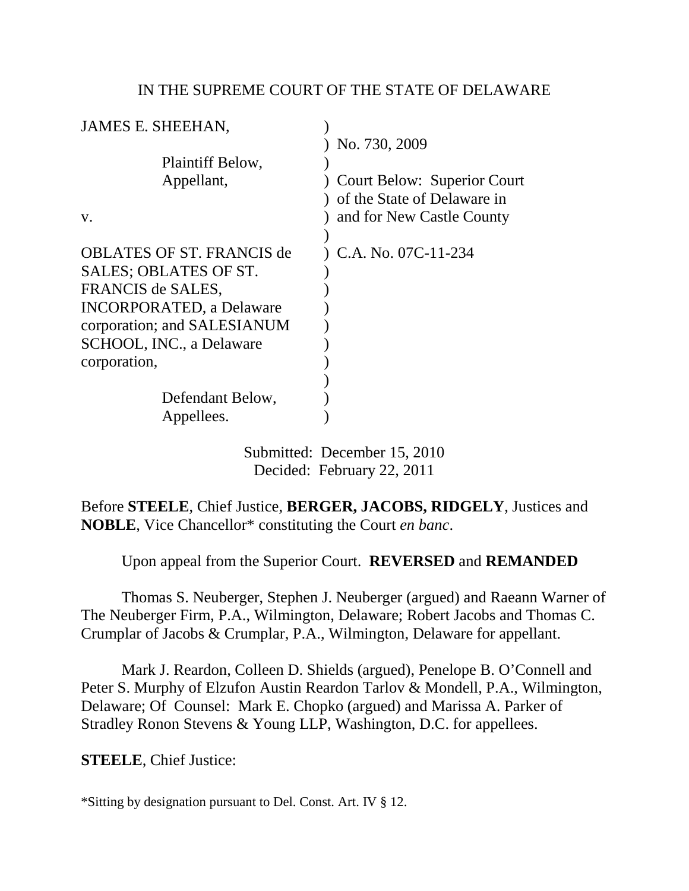IN THE SUPREME COURT OF THE STATE OF DELAWARE

| | |
|---|---|
| JAMES E. SHEEHAN, | No. 730, 2009 |
| Plaintiff Below, Appellant, | Court Below: Superior Court of the State of Delaware in and for New Castle County |
| v. | |
| OBLATES OF ST. FRANCIS de SALES; OBLATES OF ST. FRANCIS de SALES, INCORPORATED, a Delaware corporation; and SALESIANUM SCHOOL, INC., a Delaware corporation, | C.A. No. 07C-11-234 |
| Defendant Below, Appellees. | |

Submitted: December 15, 2010
Decided: February 22, 2011

Before **STEELE**, Chief Justice, **BERGER, JACOBS, RIDGELY**, Justices and **NOBLE**, Vice Chancellor* constituting the Court *en banc*.

Upon appeal from the Superior Court. **REVERSED** and **REMANDED**

Thomas S. Neuberger, Stephen J. Neuberger (argued) and Raeann Warner of The Neuberger Firm, P.A., Wilmington, Delaware; Robert Jacobs and Thomas C. Crumplar of Jacobs & Crumplar, P.A., Wilmington, Delaware for appellant.

Mark J. Reardon, Colleen D. Shields (argued), Penelope B. O'Connell and Peter S. Murphy of Elzufon Austin Reardon Tarlov & Mondell, P.A., Wilmington, Delaware; Of Counsel: Mark E. Chopko (argued) and Marissa A. Parker of Stradley Ronon Stevens & Young LLP, Washington, D.C. for appellees.

**STEELE**, Chief Justice:

*Sitting by designation pursuant to Del. Const. Art. IV § 12.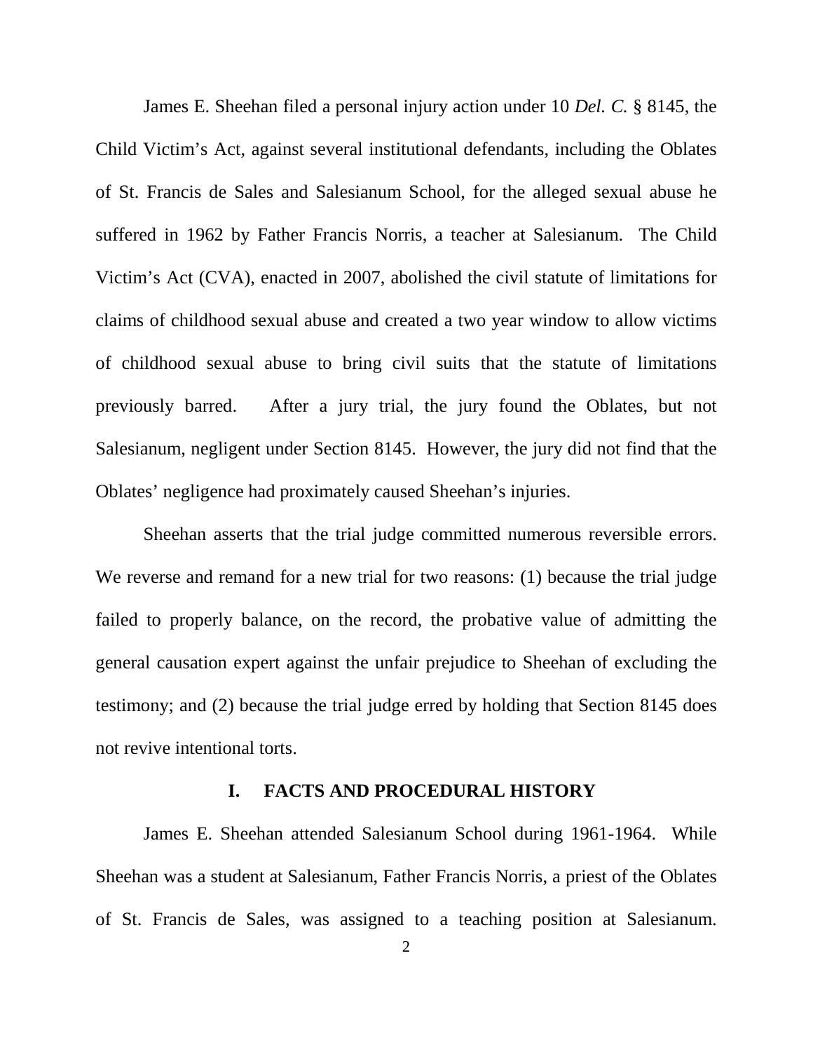James E. Sheehan filed a personal injury action under 10 *Del. C.* § 8145, the Child Victim's Act, against several institutional defendants, including the Oblates of St. Francis de Sales and Salesianum School, for the alleged sexual abuse he suffered in 1962 by Father Francis Norris, a teacher at Salesianum. The Child Victim's Act (CVA), enacted in 2007, abolished the civil statute of limitations for claims of childhood sexual abuse and created a two year window to allow victims of childhood sexual abuse to bring civil suits that the statute of limitations previously barred. After a jury trial, the jury found the Oblates, but not Salesianum, negligent under Section 8145. However, the jury did not find that the Oblates' negligence had proximately caused Sheehan's injuries.

Sheehan asserts that the trial judge committed numerous reversible errors. We reverse and remand for a new trial for two reasons: (1) because the trial judge failed to properly balance, on the record, the probative value of admitting the general causation expert against the unfair prejudice to Sheehan of excluding the testimony; and (2) because the trial judge erred by holding that Section 8145 does not revive intentional torts.

## I. FACTS AND PROCEDURAL HISTORY

James E. Sheehan attended Salesianum School during 1961-1964. While Sheehan was a student at Salesianum, Father Francis Norris, a priest of the Oblates of St. Francis de Sales, was assigned to a teaching position at Salesianum.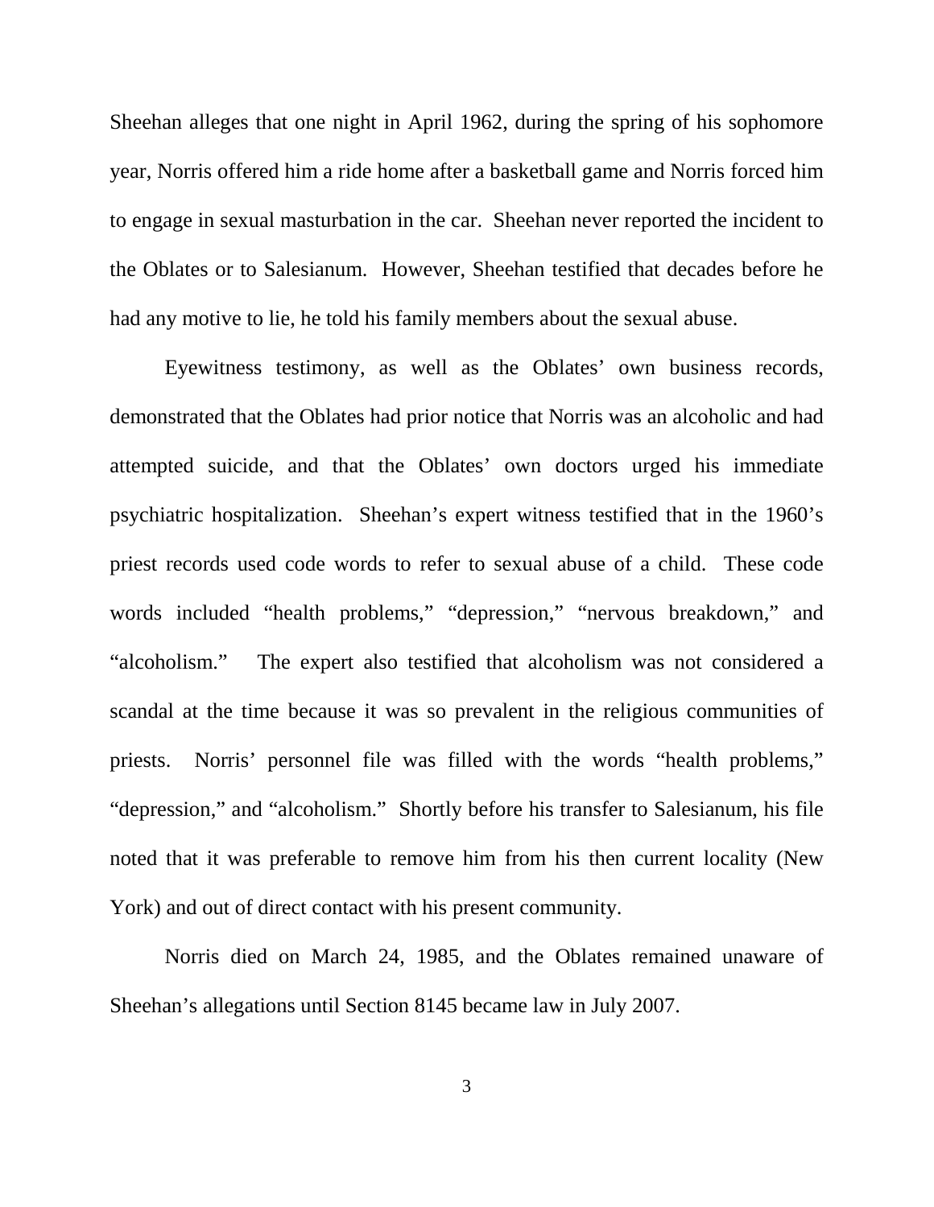Sheehan alleges that one night in April 1962, during the spring of his sophomore year, Norris offered him a ride home after a basketball game and Norris forced him to engage in sexual masturbation in the car. Sheehan never reported the incident to the Oblates or to Salesianum. However, Sheehan testified that decades before he had any motive to lie, he told his family members about the sexual abuse.

Eyewitness testimony, as well as the Oblates' own business records, demonstrated that the Oblates had prior notice that Norris was an alcoholic and had attempted suicide, and that the Oblates' own doctors urged his immediate psychiatric hospitalization. Sheehan's expert witness testified that in the 1960's priest records used code words to refer to sexual abuse of a child. These code words included "health problems," "depression," "nervous breakdown," and "alcoholism." The expert also testified that alcoholism was not considered a scandal at the time because it was so prevalent in the religious communities of priests. Norris' personnel file was filled with the words "health problems," "depression," and "alcoholism." Shortly before his transfer to Salesianum, his file noted that it was preferable to remove him from his then current locality (New York) and out of direct contact with his present community.

Norris died on March 24, 1985, and the Oblates remained unaware of Sheehan's allegations until Section 8145 became law in July 2007.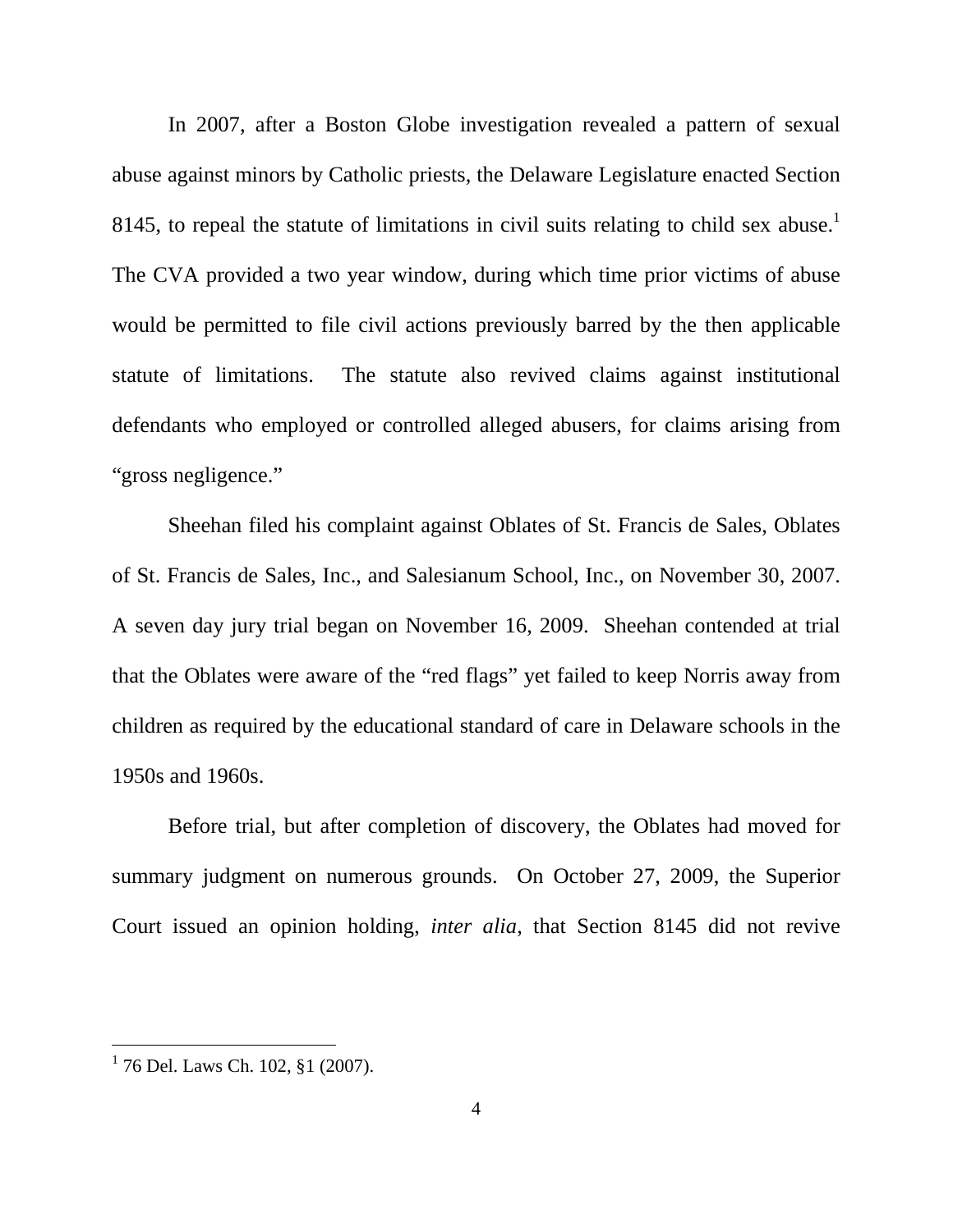In 2007, after a Boston Globe investigation revealed a pattern of sexual abuse against minors by Catholic priests, the Delaware Legislature enacted Section 8145, to repeal the statute of limitations in civil suits relating to child sex abuse.[1] The CVA provided a two year window, during which time prior victims of abuse would be permitted to file civil actions previously barred by the then applicable statute of limitations. The statute also revived claims against institutional defendants who employed or controlled alleged abusers, for claims arising from "gross negligence."

Sheehan filed his complaint against Oblates of St. Francis de Sales, Oblates of St. Francis de Sales, Inc., and Salesianum School, Inc., on November 30, 2007. A seven day jury trial began on November 16, 2009. Sheehan contended at trial that the Oblates were aware of the "red flags" yet failed to keep Norris away from children as required by the educational standard of care in Delaware schools in the 1950s and 1960s.

Before trial, but after completion of discovery, the Oblates had moved for summary judgment on numerous grounds. On October 27, 2009, the Superior Court issued an opinion holding, *inter alia*, that Section 8145 did not revive

---

[1] 76 Del. Laws Ch. 102, §1 (2007).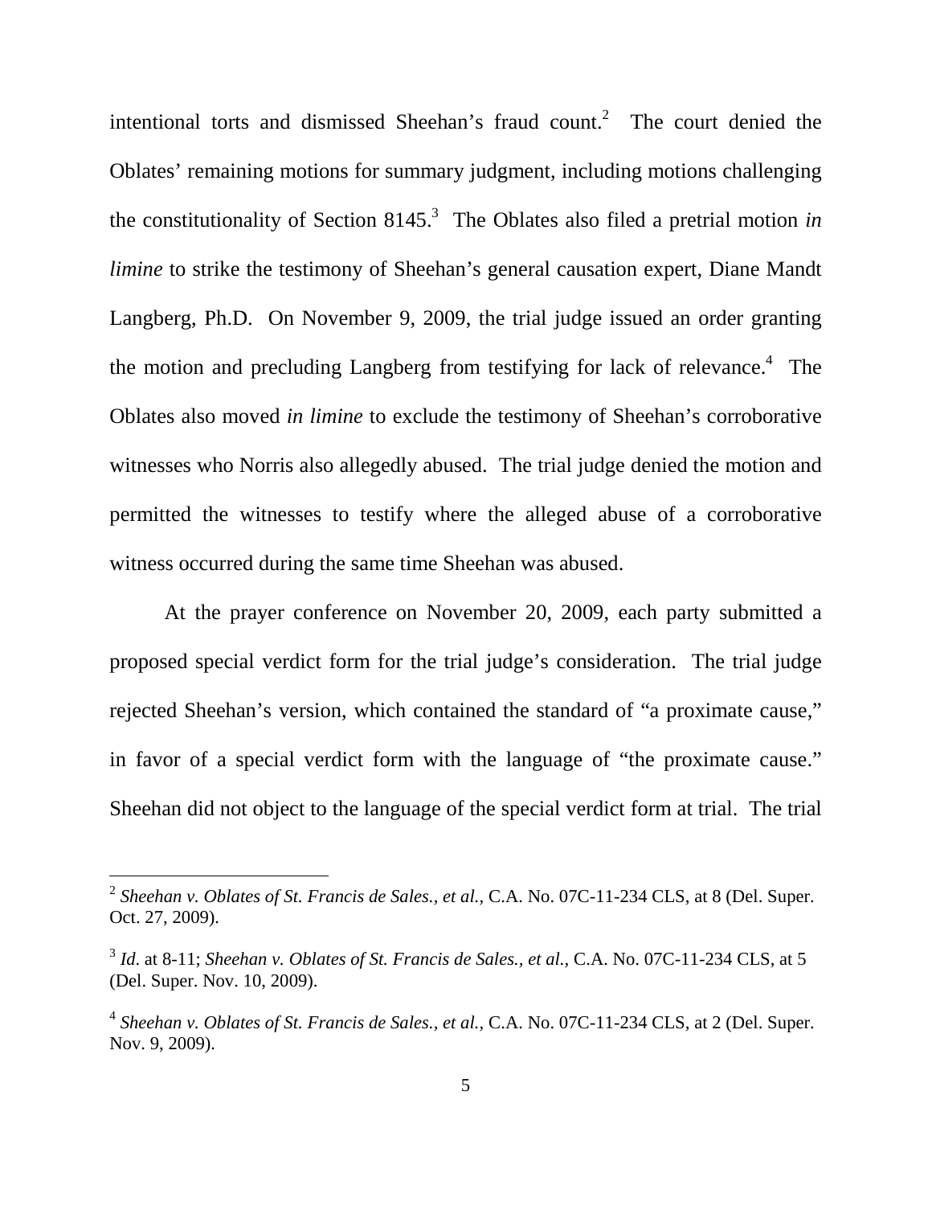intentional torts and dismissed Sheehan's fraud count.[2] The court denied the Oblates' remaining motions for summary judgment, including motions challenging the constitutionality of Section 8145.[3] The Oblates also filed a pretrial motion *in limine* to strike the testimony of Sheehan's general causation expert, Diane Mandt Langberg, Ph.D. On November 9, 2009, the trial judge issued an order granting the motion and precluding Langberg from testifying for lack of relevance.[4] The Oblates also moved *in limine* to exclude the testimony of Sheehan's corroborative witnesses who Norris also allegedly abused. The trial judge denied the motion and permitted the witnesses to testify where the alleged abuse of a corroborative witness occurred during the same time Sheehan was abused.

At the prayer conference on November 20, 2009, each party submitted a proposed special verdict form for the trial judge's consideration. The trial judge rejected Sheehan's version, which contained the standard of "a proximate cause," in favor of a special verdict form with the language of "the proximate cause." Sheehan did not object to the language of the special verdict form at trial. The trial

---

[2] *Sheehan v. Oblates of St. Francis de Sales., et al.*, C.A. No. 07C-11-234 CLS, at 8 (Del. Super. Oct. 27, 2009).

[3] *Id.* at 8-11; *Sheehan v. Oblates of St. Francis de Sales., et al.*, C.A. No. 07C-11-234 CLS, at 5 (Del. Super. Nov. 10, 2009).

[4] *Sheehan v. Oblates of St. Francis de Sales., et al.*, C.A. No. 07C-11-234 CLS, at 2 (Del. Super. Nov. 9, 2009).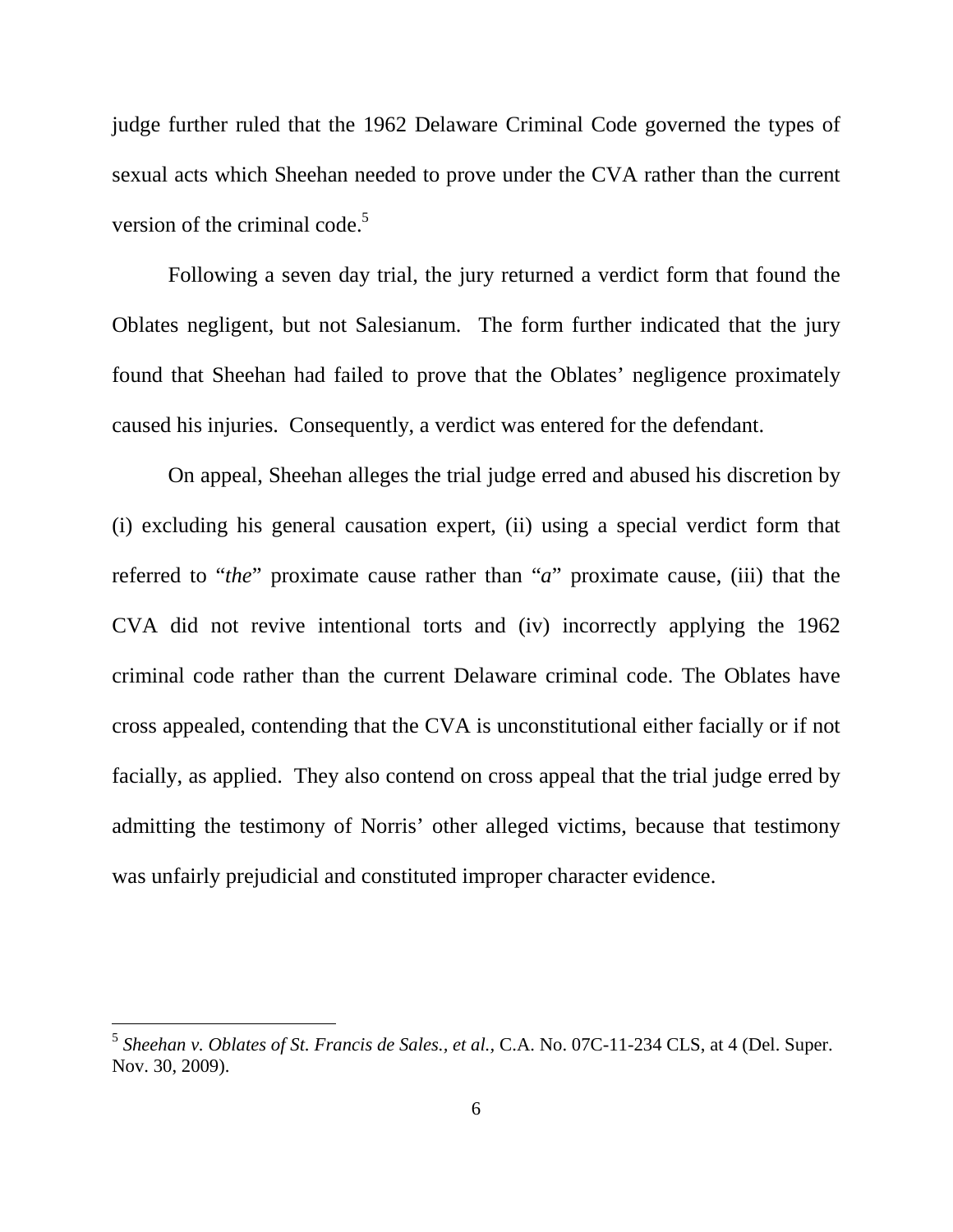judge further ruled that the 1962 Delaware Criminal Code governed the types of sexual acts which Sheehan needed to prove under the CVA rather than the current version of the criminal code.[5]

Following a seven day trial, the jury returned a verdict form that found the Oblates negligent, but not Salesianum. The form further indicated that the jury found that Sheehan had failed to prove that the Oblates' negligence proximately caused his injuries. Consequently, a verdict was entered for the defendant.

On appeal, Sheehan alleges the trial judge erred and abused his discretion by (i) excluding his general causation expert, (ii) using a special verdict form that referred to "*the*" proximate cause rather than "*a*" proximate cause, (iii) that the CVA did not revive intentional torts and (iv) incorrectly applying the 1962 criminal code rather than the current Delaware criminal code. The Oblates have cross appealed, contending that the CVA is unconstitutional either facially or if not facially, as applied. They also contend on cross appeal that the trial judge erred by admitting the testimony of Norris' other alleged victims, because that testimony was unfairly prejudicial and constituted improper character evidence.

---

[5] *Sheehan v. Oblates of St. Francis de Sales., et al.*, C.A. No. 07C-11-234 CLS, at 4 (Del. Super. Nov. 30, 2009).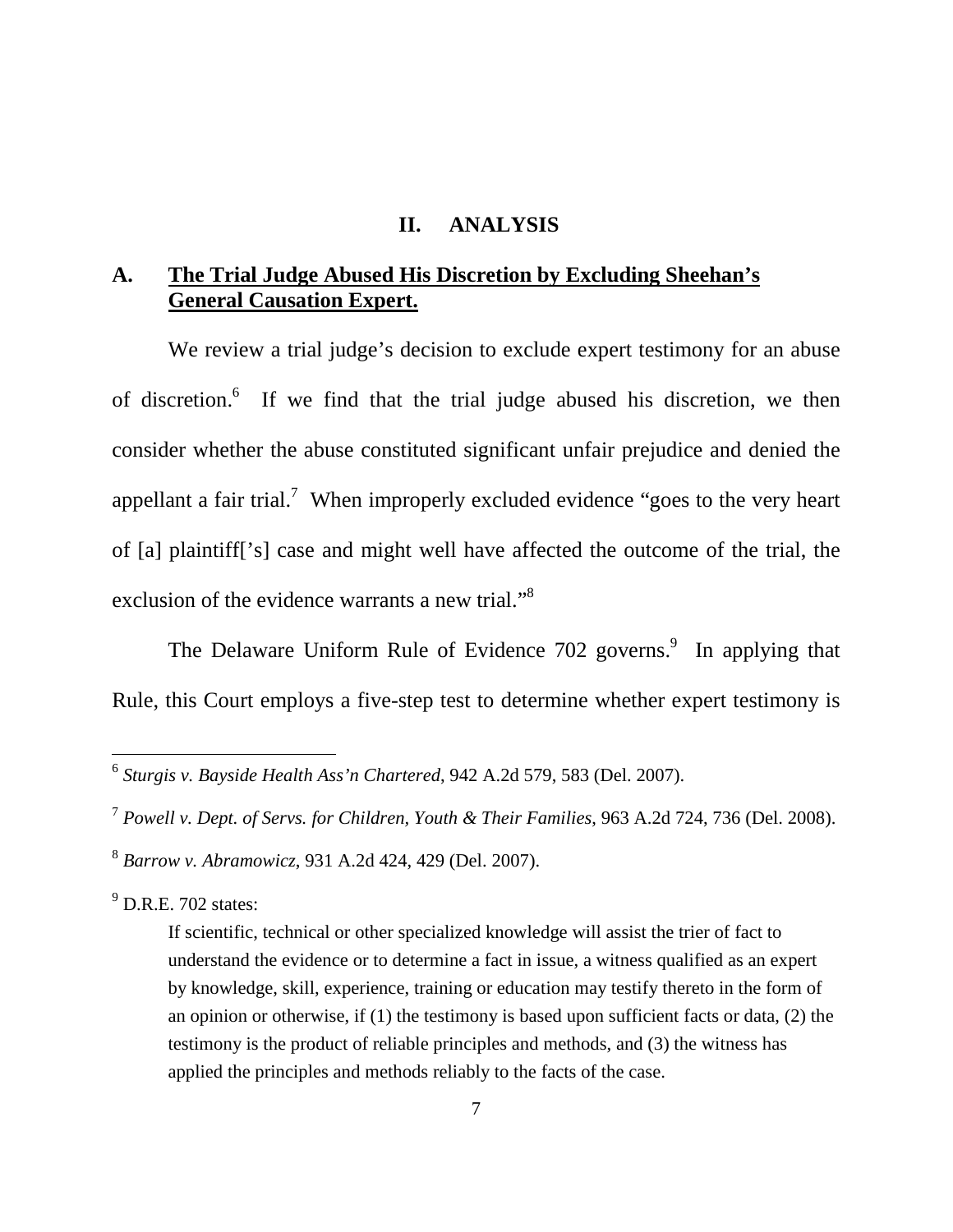## II. ANALYSIS

### A. The Trial Judge Abused His Discretion by Excluding Sheehan's General Causation Expert.

We review a trial judge's decision to exclude expert testimony for an abuse of discretion.[6] If we find that the trial judge abused his discretion, we then consider whether the abuse constituted significant unfair prejudice and denied the appellant a fair trial.[7] When improperly excluded evidence "goes to the very heart of [a] plaintiff['s] case and might well have affected the outcome of the trial, the exclusion of the evidence warrants a new trial."[8]

The Delaware Uniform Rule of Evidence 702 governs.[9] In applying that Rule, this Court employs a five-step test to determine whether expert testimony is

---

[6] *Sturgis v. Bayside Health Ass'n Chartered*, 942 A.2d 579, 583 (Del. 2007).

[7] *Powell v. Dept. of Servs. for Children, Youth & Their Families*, 963 A.2d 724, 736 (Del. 2008).

[8] *Barrow v. Abramowicz*, 931 A.2d 424, 429 (Del. 2007).

[9] D.R.E. 702 states:

> If scientific, technical or other specialized knowledge will assist the trier of fact to understand the evidence or to determine a fact in issue, a witness qualified as an expert by knowledge, skill, experience, training or education may testify thereto in the form of an opinion or otherwise, if (1) the testimony is based upon sufficient facts or data, (2) the testimony is the product of reliable principles and methods, and (3) the witness has applied the principles and methods reliably to the facts of the case.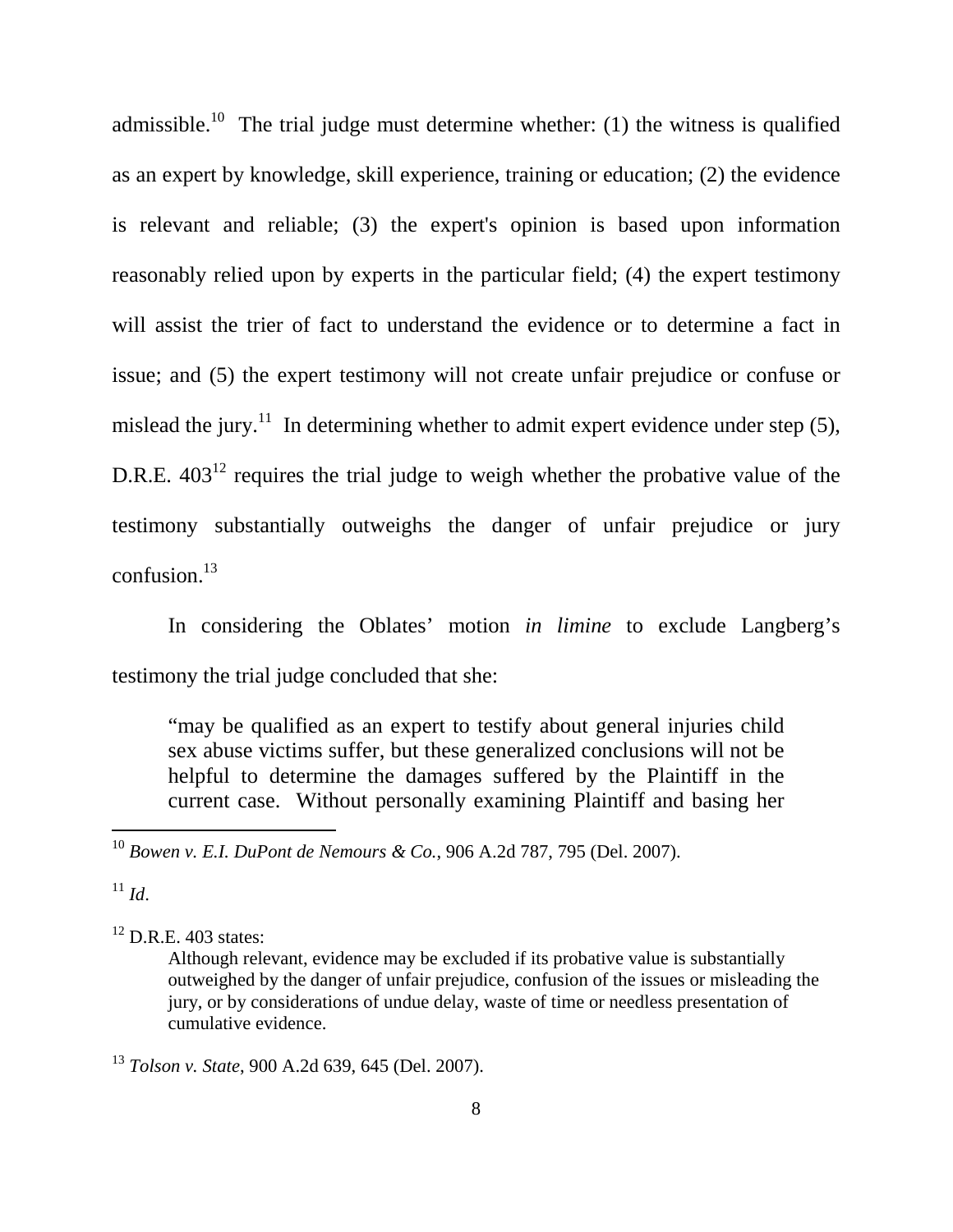admissible.[10] The trial judge must determine whether: (1) the witness is qualified as an expert by knowledge, skill experience, training or education; (2) the evidence is relevant and reliable; (3) the expert's opinion is based upon information reasonably relied upon by experts in the particular field; (4) the expert testimony will assist the trier of fact to understand the evidence or to determine a fact in issue; and (5) the expert testimony will not create unfair prejudice or confuse or mislead the jury.[11] In determining whether to admit expert evidence under step (5), D.R.E. 403[12] requires the trial judge to weigh whether the probative value of the testimony substantially outweighs the danger of unfair prejudice or jury confusion.[13]

In considering the Oblates' motion *in limine* to exclude Langberg's testimony the trial judge concluded that she:

> "may be qualified as an expert to testify about general injuries child sex abuse victims suffer, but these generalized conclusions will not be helpful to determine the damages suffered by the Plaintiff in the current case. Without personally examining Plaintiff and basing her

---

[10] *Bowen v. E.I. DuPont de Nemours & Co.*, 906 A.2d 787, 795 (Del. 2007).

[11] *Id*.

[12] D.R.E. 403 states:

> Although relevant, evidence may be excluded if its probative value is substantially outweighed by the danger of unfair prejudice, confusion of the issues or misleading the jury, or by considerations of undue delay, waste of time or needless presentation of cumulative evidence.

[13] *Tolson v. State*, 900 A.2d 639, 645 (Del. 2007).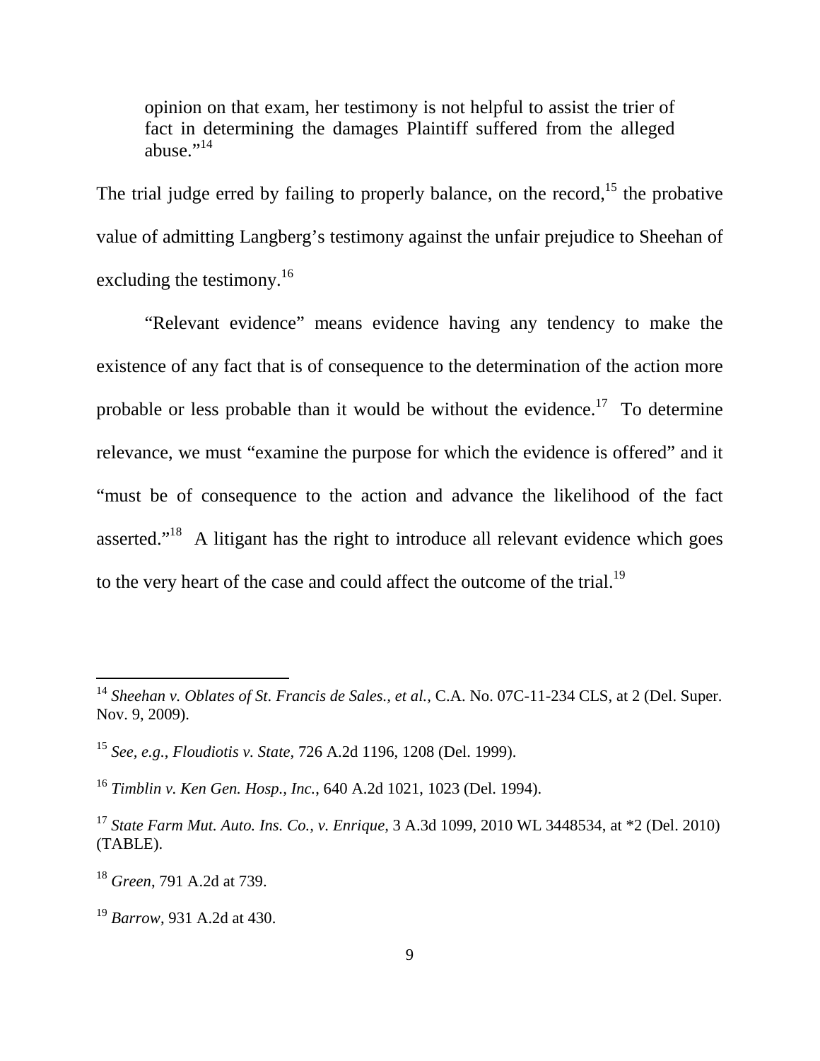> opinion on that exam, her testimony is not helpful to assist the trier of fact in determining the damages Plaintiff suffered from the alleged abuse."[14]

The trial judge erred by failing to properly balance, on the record,[15] the probative value of admitting Langberg's testimony against the unfair prejudice to Sheehan of excluding the testimony.[16]

"Relevant evidence" means evidence having any tendency to make the existence of any fact that is of consequence to the determination of the action more probable or less probable than it would be without the evidence.[17] To determine relevance, we must "examine the purpose for which the evidence is offered" and it "must be of consequence to the action and advance the likelihood of the fact asserted."[18] A litigant has the right to introduce all relevant evidence which goes to the very heart of the case and could affect the outcome of the trial.[19]

---

[14] *Sheehan v. Oblates of St. Francis de Sales., et al.,* C.A. No. 07C-11-234 CLS, at 2 (Del. Super. Nov. 9, 2009).

[15] *See, e.g.*, *Floudiotis v. State*, 726 A.2d 1196, 1208 (Del. 1999).

[16] *Timblin v. Ken Gen. Hosp., Inc.*, 640 A.2d 1021, 1023 (Del. 1994).

[17] *State Farm Mut. Auto. Ins. Co., v. Enrique*, 3 A.3d 1099, 2010 WL 3448534, at *2 (Del. 2010) (TABLE).

[18] *Green*, 791 A.2d at 739.

[19] *Barrow*, 931 A.2d at 430.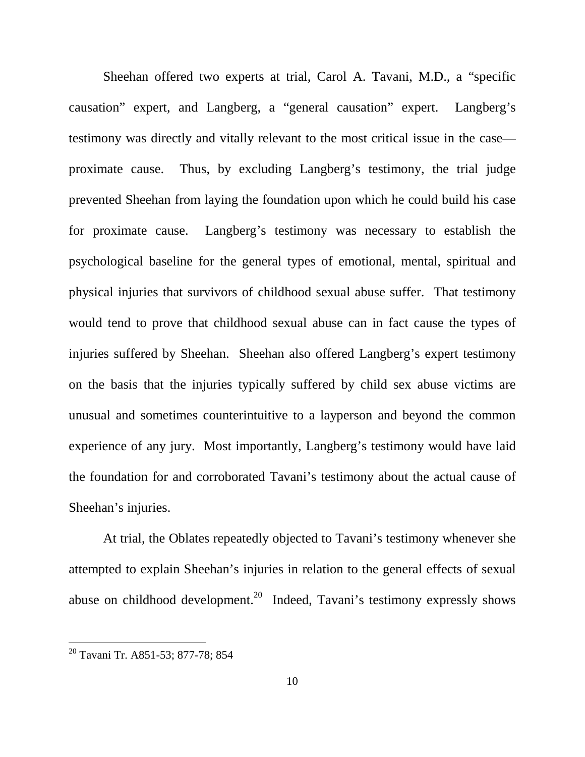Sheehan offered two experts at trial, Carol A. Tavani, M.D., a "specific causation" expert, and Langberg, a "general causation" expert. Langberg's testimony was directly and vitally relevant to the most critical issue in the case—proximate cause. Thus, by excluding Langberg's testimony, the trial judge prevented Sheehan from laying the foundation upon which he could build his case for proximate cause. Langberg's testimony was necessary to establish the psychological baseline for the general types of emotional, mental, spiritual and physical injuries that survivors of childhood sexual abuse suffer. That testimony would tend to prove that childhood sexual abuse can in fact cause the types of injuries suffered by Sheehan. Sheehan also offered Langberg's expert testimony on the basis that the injuries typically suffered by child sex abuse victims are unusual and sometimes counterintuitive to a layperson and beyond the common experience of any jury. Most importantly, Langberg's testimony would have laid the foundation for and corroborated Tavani's testimony about the actual cause of Sheehan's injuries.

At trial, the Oblates repeatedly objected to Tavani's testimony whenever she attempted to explain Sheehan's injuries in relation to the general effects of sexual abuse on childhood development.[20] Indeed, Tavani's testimony expressly shows

---

[20] Tavani Tr. A851-53; 877-78; 854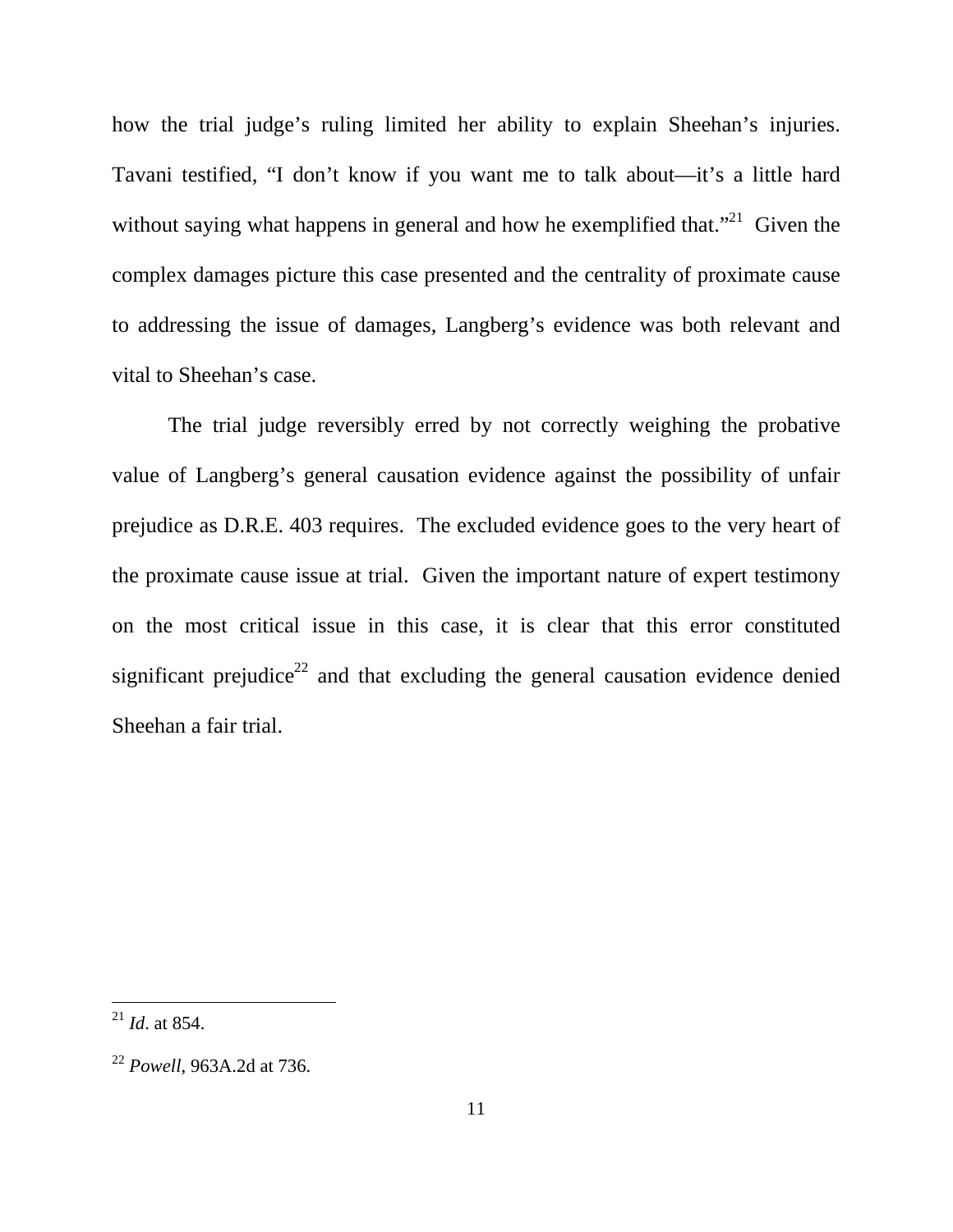how the trial judge's ruling limited her ability to explain Sheehan's injuries. Tavani testified, "I don't know if you want me to talk about—it's a little hard without saying what happens in general and how he exemplified that."[21] Given the complex damages picture this case presented and the centrality of proximate cause to addressing the issue of damages, Langberg's evidence was both relevant and vital to Sheehan's case.

The trial judge reversibly erred by not correctly weighing the probative value of Langberg's general causation evidence against the possibility of unfair prejudice as D.R.E. 403 requires. The excluded evidence goes to the very heart of the proximate cause issue at trial. Given the important nature of expert testimony on the most critical issue in this case, it is clear that this error constituted significant prejudice[22] and that excluding the general causation evidence denied Sheehan a fair trial.

---

[21] *Id*. at 854.

[22] *Powell*, 963A.2d at 736.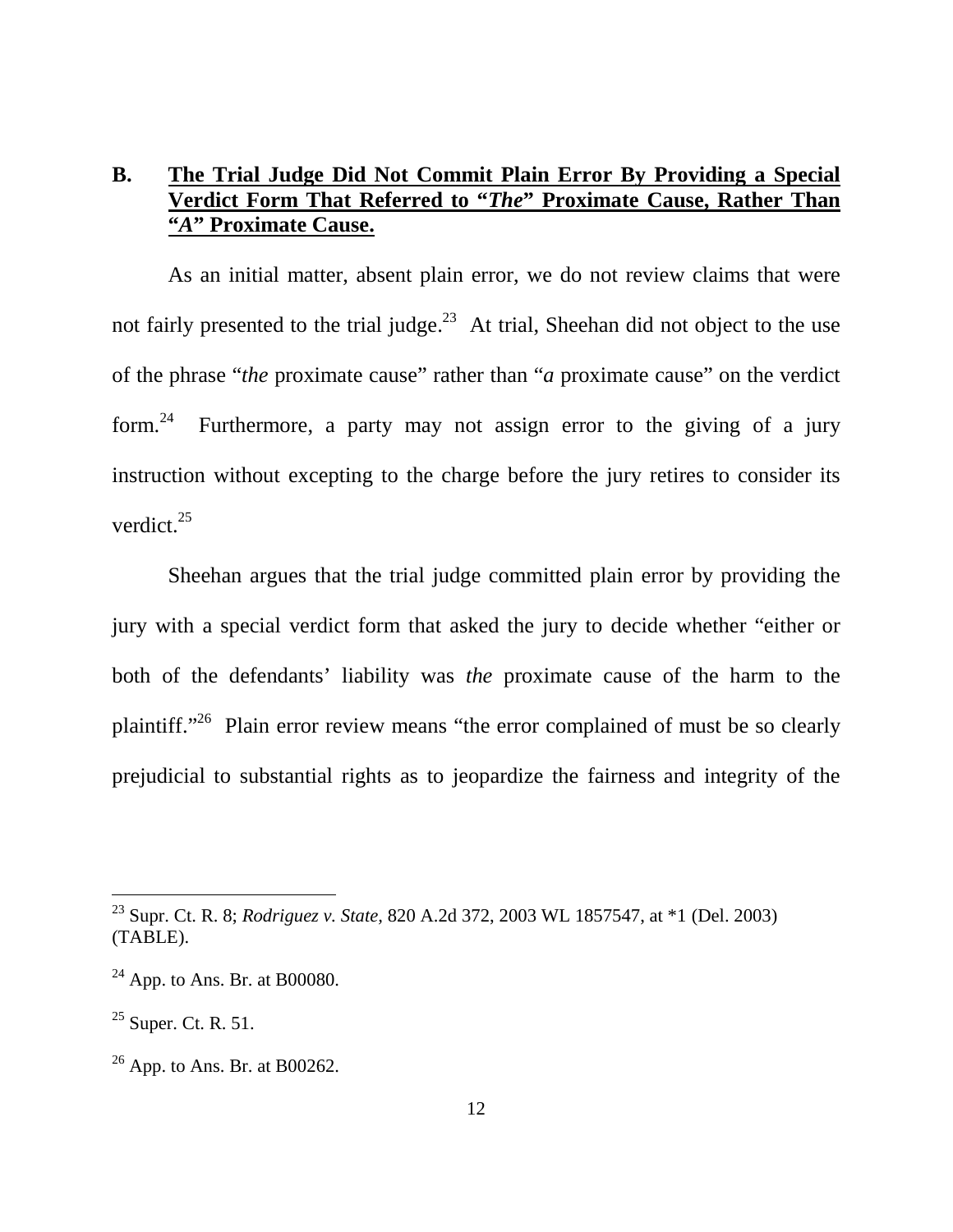## B. **The Trial Judge Did Not Commit Plain Error By Providing a Special Verdict Form That Referred to "*The*" Proximate Cause, Rather Than "*A*" Proximate Cause.**

As an initial matter, absent plain error, we do not review claims that were not fairly presented to the trial judge.[23] At trial, Sheehan did not object to the use of the phrase "*the* proximate cause" rather than "*a* proximate cause" on the verdict form.[24] Furthermore, a party may not assign error to the giving of a jury instruction without excepting to the charge before the jury retires to consider its verdict.[25]

Sheehan argues that the trial judge committed plain error by providing the jury with a special verdict form that asked the jury to decide whether "either or both of the defendants' liability was *the* proximate cause of the harm to the plaintiff."[26] Plain error review means "the error complained of must be so clearly prejudicial to substantial rights as to jeopardize the fairness and integrity of the

---

[23] Supr. Ct. R. 8; *Rodriguez v. State*, 820 A.2d 372, 2003 WL 1857547, at *1 (Del. 2003) (TABLE).

[24] App. to Ans. Br. at B00080.

[25] Super. Ct. R. 51.

[26] App. to Ans. Br. at B00262.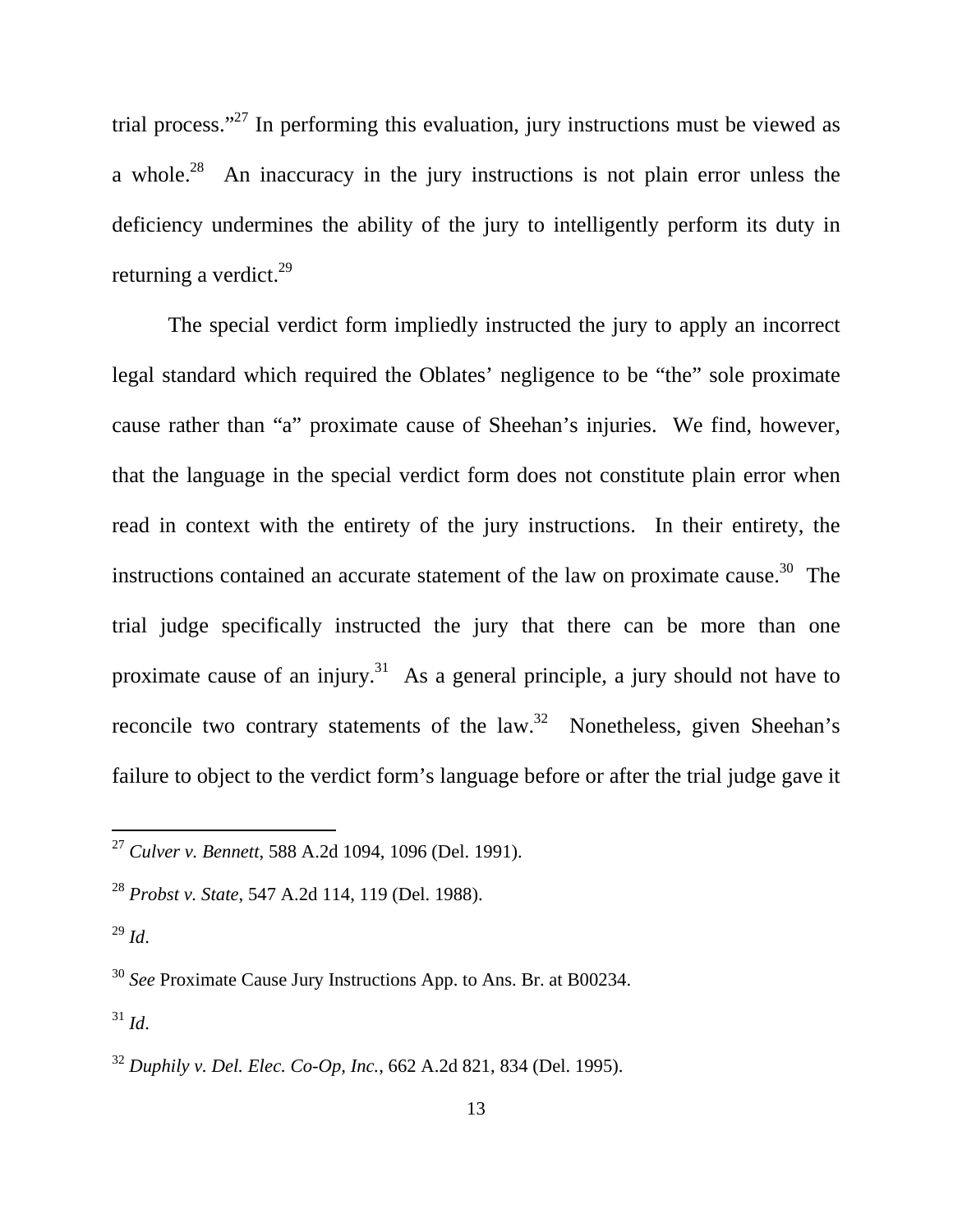trial process."[27] In performing this evaluation, jury instructions must be viewed as a whole.[28] An inaccuracy in the jury instructions is not plain error unless the deficiency undermines the ability of the jury to intelligently perform its duty in returning a verdict.[29]

The special verdict form impliedly instructed the jury to apply an incorrect legal standard which required the Oblates' negligence to be "the" sole proximate cause rather than "a" proximate cause of Sheehan's injuries. We find, however, that the language in the special verdict form does not constitute plain error when read in context with the entirety of the jury instructions. In their entirety, the instructions contained an accurate statement of the law on proximate cause.[30] The trial judge specifically instructed the jury that there can be more than one proximate cause of an injury.[31] As a general principle, a jury should not have to reconcile two contrary statements of the law.[32] Nonetheless, given Sheehan's failure to object to the verdict form's language before or after the trial judge gave it

---

[27] *Culver v. Bennett*, 588 A.2d 1094, 1096 (Del. 1991).

[28] *Probst v. State*, 547 A.2d 114, 119 (Del. 1988).

[29] *Id*.

[30] *See* Proximate Cause Jury Instructions App. to Ans. Br. at B00234.

[31] *Id*.

[32] *Duphily v. Del. Elec. Co-Op, Inc.*, 662 A.2d 821, 834 (Del. 1995).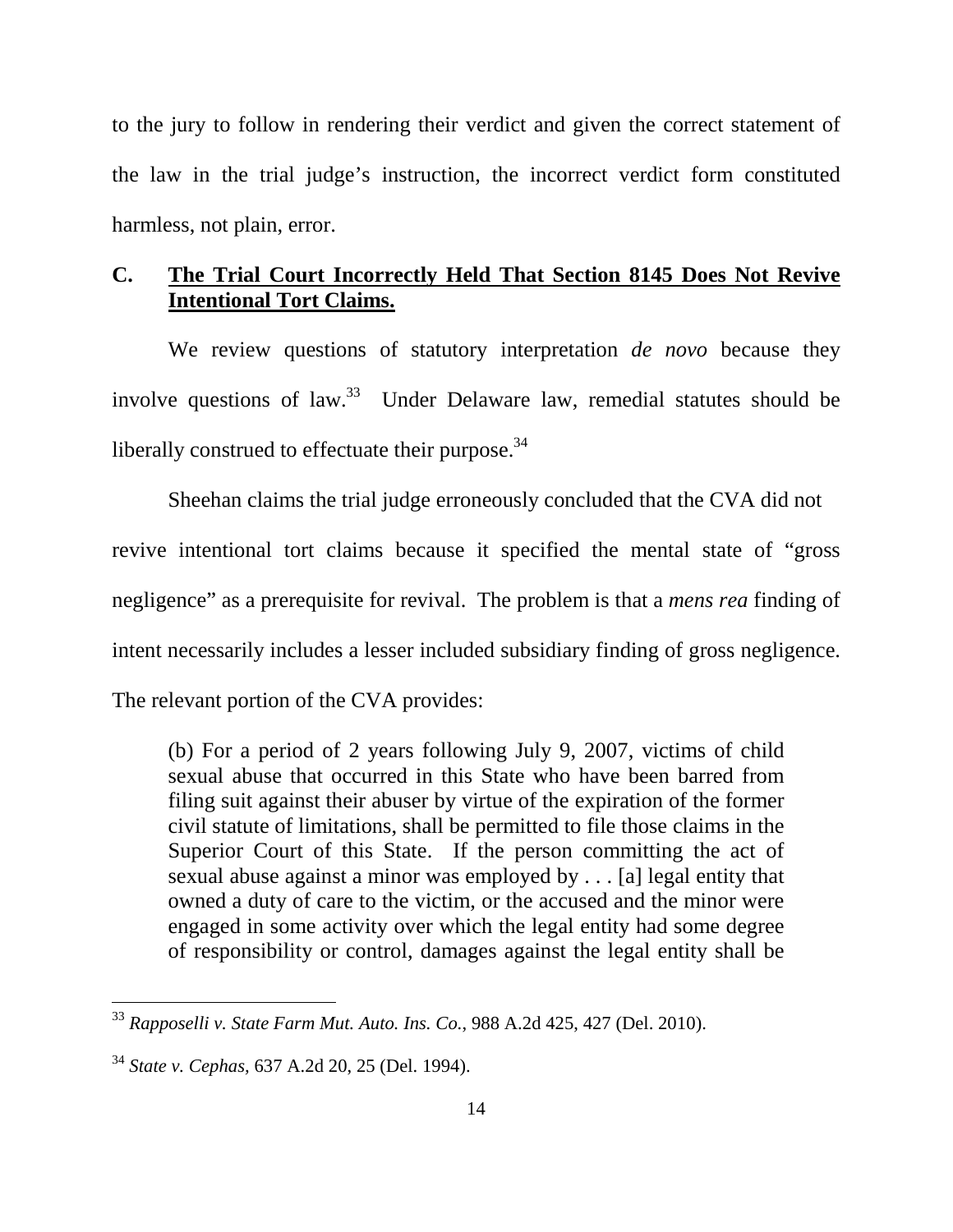to the jury to follow in rendering their verdict and given the correct statement of the law in the trial judge's instruction, the incorrect verdict form constituted harmless, not plain, error.

## C. **The Trial Court Incorrectly Held That Section 8145 Does Not Revive Intentional Tort Claims.**

We review questions of statutory interpretation *de novo* because they involve questions of law.[33] Under Delaware law, remedial statutes should be liberally construed to effectuate their purpose.[34]

Sheehan claims the trial judge erroneously concluded that the CVA did not revive intentional tort claims because it specified the mental state of "gross negligence" as a prerequisite for revival. The problem is that a *mens rea* finding of intent necessarily includes a lesser included subsidiary finding of gross negligence. The relevant portion of the CVA provides:

> (b) For a period of 2 years following July 9, 2007, victims of child sexual abuse that occurred in this State who have been barred from filing suit against their abuser by virtue of the expiration of the former civil statute of limitations, shall be permitted to file those claims in the Superior Court of this State. If the person committing the act of sexual abuse against a minor was employed by . . . [a] legal entity that owned a duty of care to the victim, or the accused and the minor were engaged in some activity over which the legal entity had some degree of responsibility or control, damages against the legal entity shall be

---

[33] *Rapposelli v. State Farm Mut. Auto. Ins. Co.*, 988 A.2d 425, 427 (Del. 2010).

[34] *State v. Cephas,* 637 A.2d 20, 25 (Del. 1994).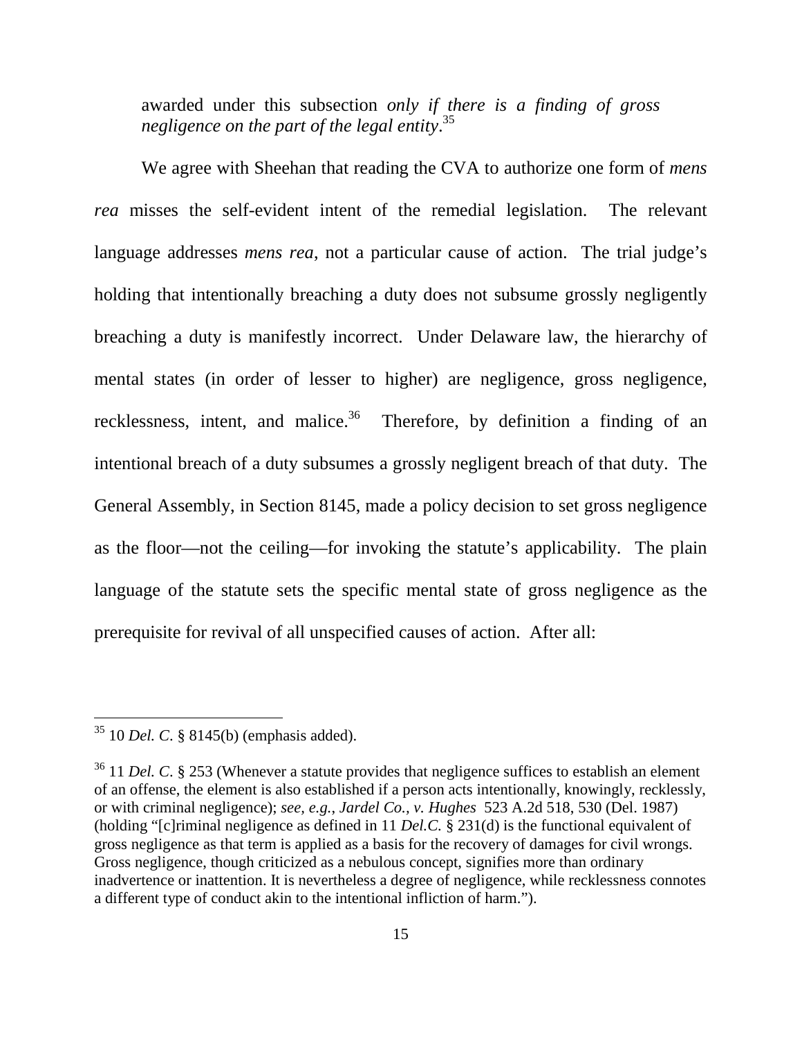awarded under this subsection *only if there is a finding of gross negligence on the part of the legal entity*.[35]

We agree with Sheehan that reading the CVA to authorize one form of *mens rea* misses the self-evident intent of the remedial legislation. The relevant language addresses *mens rea*, not a particular cause of action. The trial judge's holding that intentionally breaching a duty does not subsume grossly negligently breaching a duty is manifestly incorrect. Under Delaware law, the hierarchy of mental states (in order of lesser to higher) are negligence, gross negligence, recklessness, intent, and malice.[36] Therefore, by definition a finding of an intentional breach of a duty subsumes a grossly negligent breach of that duty. The General Assembly, in Section 8145, made a policy decision to set gross negligence as the floor—not the ceiling—for invoking the statute's applicability. The plain language of the statute sets the specific mental state of gross negligence as the prerequisite for revival of all unspecified causes of action. After all:

---

[35] 10 *Del. C*. § 8145(b) (emphasis added).

[36] 11 *Del. C*. § 253 (Whenever a statute provides that negligence suffices to establish an element of an offense, the element is also established if a person acts intentionally, knowingly, recklessly, or with criminal negligence); *see, e.g.*, *Jardel Co., v. Hughes* 523 A.2d 518, 530 (Del. 1987) (holding "[c]riminal negligence as defined in 11 *Del.C.* § 231(d) is the functional equivalent of gross negligence as that term is applied as a basis for the recovery of damages for civil wrongs. Gross negligence, though criticized as a nebulous concept, signifies more than ordinary inadvertence or inattention. It is nevertheless a degree of negligence, while recklessness connotes a different type of conduct akin to the intentional infliction of harm.").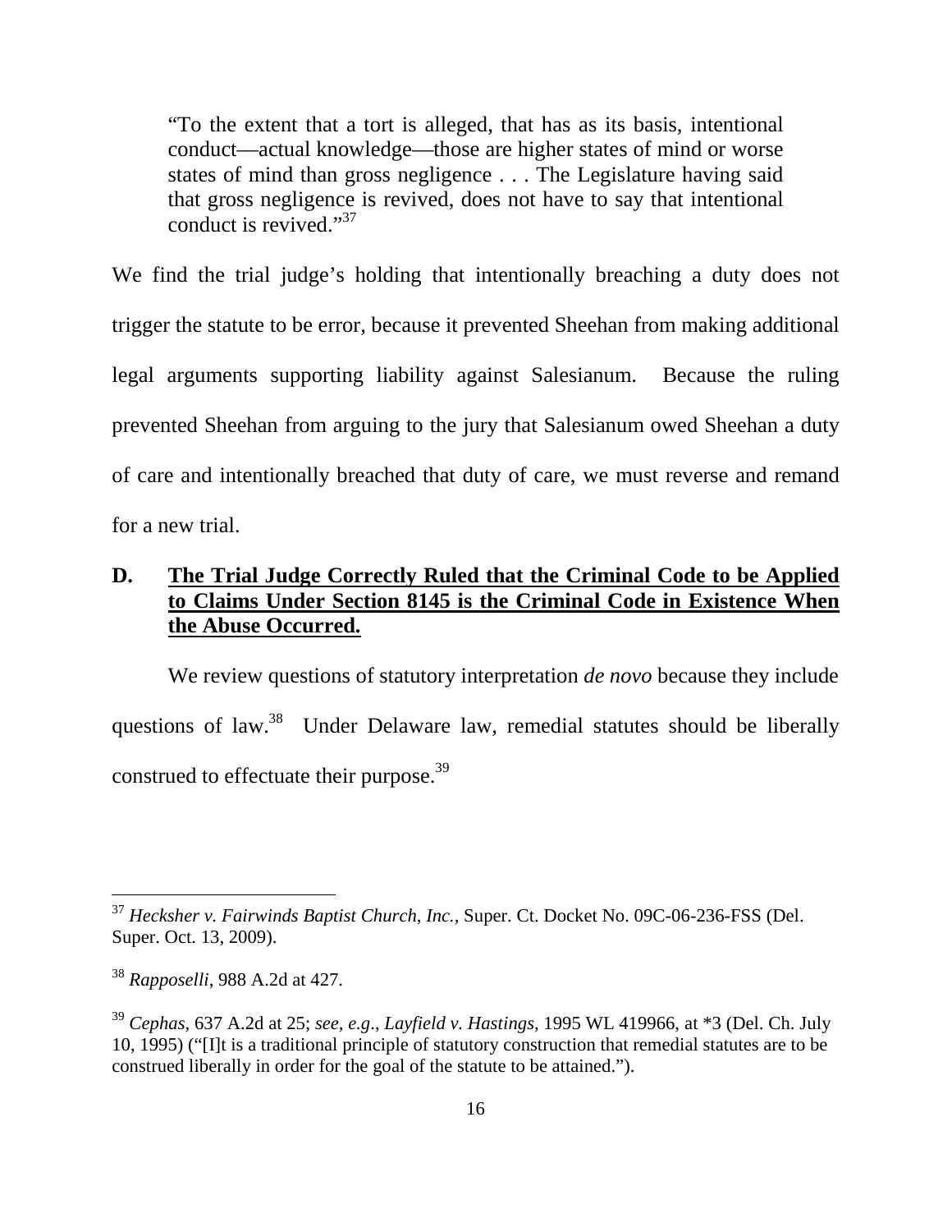> "To the extent that a tort is alleged, that has as its basis, intentional conduct—actual knowledge—those are higher states of mind or worse states of mind than gross negligence . . . The Legislature having said that gross negligence is revived, does not have to say that intentional conduct is revived."[37]

We find the trial judge's holding that intentionally breaching a duty does not trigger the statute to be error, because it prevented Sheehan from making additional legal arguments supporting liability against Salesianum. Because the ruling prevented Sheehan from arguing to the jury that Salesianum owed Sheehan a duty of care and intentionally breached that duty of care, we must reverse and remand for a new trial.

## D. <u>The Trial Judge Correctly Ruled that the Criminal Code to be Applied to Claims Under Section 8145 is the Criminal Code in Existence When the Abuse Occurred.</u>

We review questions of statutory interpretation *de novo* because they include questions of law.[38] Under Delaware law, remedial statutes should be liberally construed to effectuate their purpose.[39]

---

[37] *Hecksher v. Fairwinds Baptist Church, Inc.*, Super. Ct. Docket No. 09C-06-236-FSS (Del. Super. Oct. 13, 2009).

[38] *Rapposelli*, 988 A.2d at 427.

[39] *Cephas*, 637 A.2d at 25; *see, e.g.*, *Layfield v. Hastings*, 1995 WL 419966, at *3 (Del. Ch. July 10, 1995) ("[I]t is a traditional principle of statutory construction that remedial statutes are to be construed liberally in order for the goal of the statute to be attained.").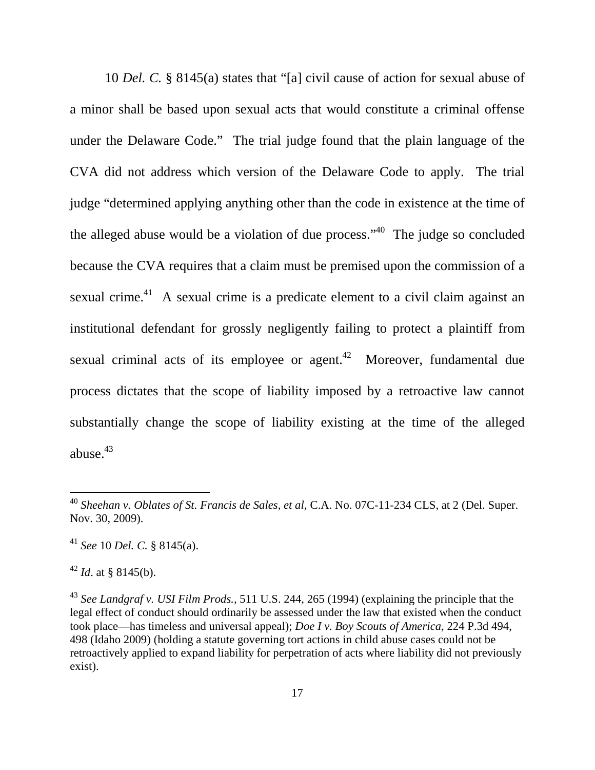10 *Del. C.* § 8145(a) states that "[a] civil cause of action for sexual abuse of a minor shall be based upon sexual acts that would constitute a criminal offense under the Delaware Code." The trial judge found that the plain language of the CVA did not address which version of the Delaware Code to apply. The trial judge "determined applying anything other than the code in existence at the time of the alleged abuse would be a violation of due process."[40] The judge so concluded because the CVA requires that a claim must be premised upon the commission of a sexual crime.[41] A sexual crime is a predicate element to a civil claim against an institutional defendant for grossly negligently failing to protect a plaintiff from sexual criminal acts of its employee or agent.[42] Moreover, fundamental due process dictates that the scope of liability imposed by a retroactive law cannot substantially change the scope of liability existing at the time of the alleged abuse.[43]

---

[40] *Sheehan v. Oblates of St. Francis de Sales, et al,* C.A. No. 07C-11-234 CLS, at 2 (Del. Super. Nov. 30, 2009).

[41] *See* 10 *Del. C.* § 8145(a).

[42] *Id*. at § 8145(b).

[43] *See Landgraf v. USI Film Prods.,* 511 U.S. 244, 265 (1994) (explaining the principle that the legal effect of conduct should ordinarily be assessed under the law that existed when the conduct took place—has timeless and universal appeal); *Doe I v. Boy Scouts of America*, 224 P.3d 494, 498 (Idaho 2009) (holding a statute governing tort actions in child abuse cases could not be retroactively applied to expand liability for perpetration of acts where liability did not previously exist).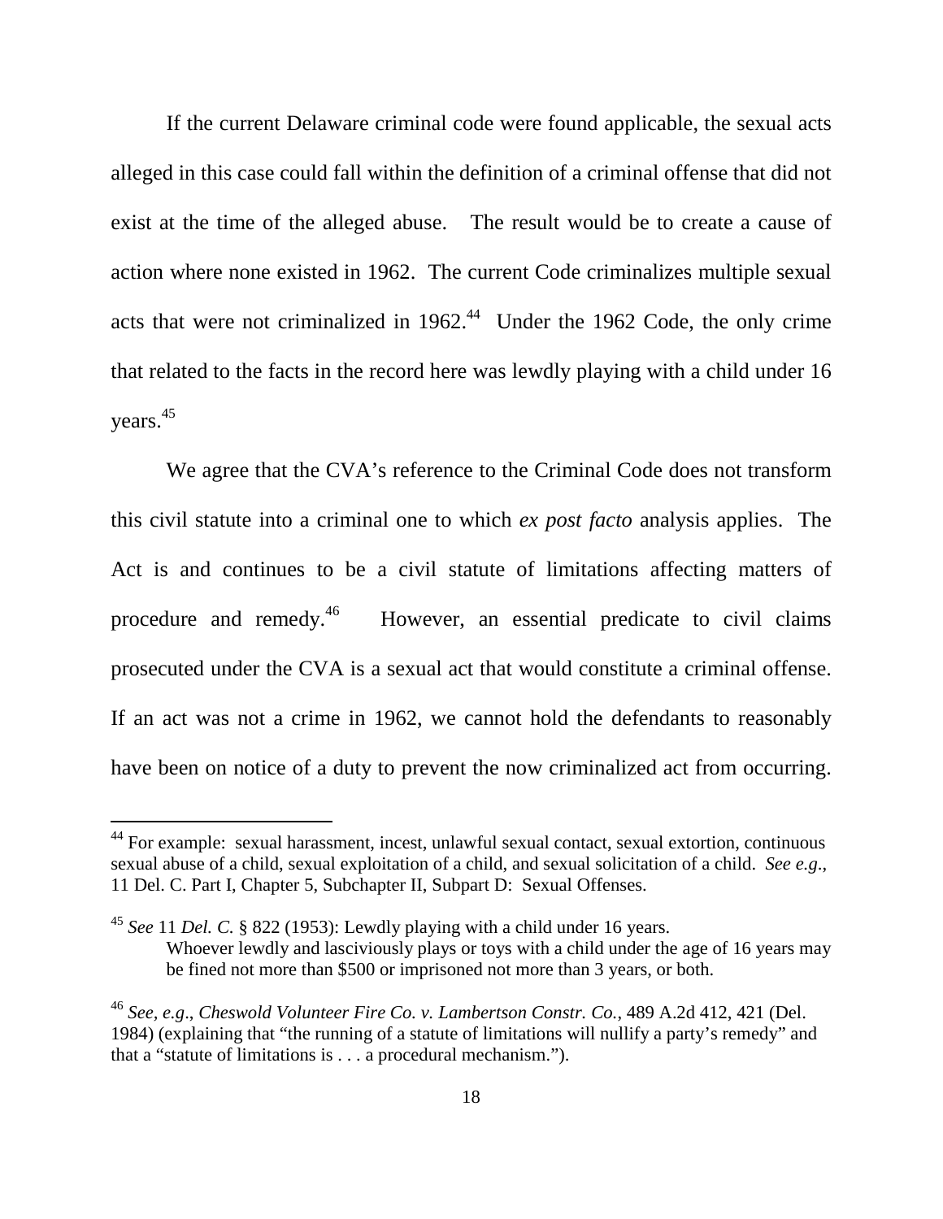If the current Delaware criminal code were found applicable, the sexual acts alleged in this case could fall within the definition of a criminal offense that did not exist at the time of the alleged abuse. The result would be to create a cause of action where none existed in 1962. The current Code criminalizes multiple sexual acts that were not criminalized in 1962.[44] Under the 1962 Code, the only crime that related to the facts in the record here was lewdly playing with a child under 16 years.[45]

We agree that the CVA's reference to the Criminal Code does not transform this civil statute into a criminal one to which *ex post facto* analysis applies. The Act is and continues to be a civil statute of limitations affecting matters of procedure and remedy.[46] However, an essential predicate to civil claims prosecuted under the CVA is a sexual act that would constitute a criminal offense. If an act was not a crime in 1962, we cannot hold the defendants to reasonably have been on notice of a duty to prevent the now criminalized act from occurring.

---

[44] For example: sexual harassment, incest, unlawful sexual contact, sexual extortion, continuous sexual abuse of a child, sexual exploitation of a child, and sexual solicitation of a child. *See e.g.*, 11 Del. C. Part I, Chapter 5, Subchapter II, Subpart D: Sexual Offenses.

[45] *See* 11 *Del. C.* § 822 (1953): Lewdly playing with a child under 16 years.
> Whoever lewdly and lasciviously plays or toys with a child under the age of 16 years may be fined not more than $500 or imprisoned not more than 3 years, or both.

[46] *See, e.g*., *Cheswold Volunteer Fire Co. v. Lambertson Constr. Co.*, 489 A.2d 412, 421 (Del. 1984) (explaining that "the running of a statute of limitations will nullify a party's remedy" and that a "statute of limitations is . . . a procedural mechanism.").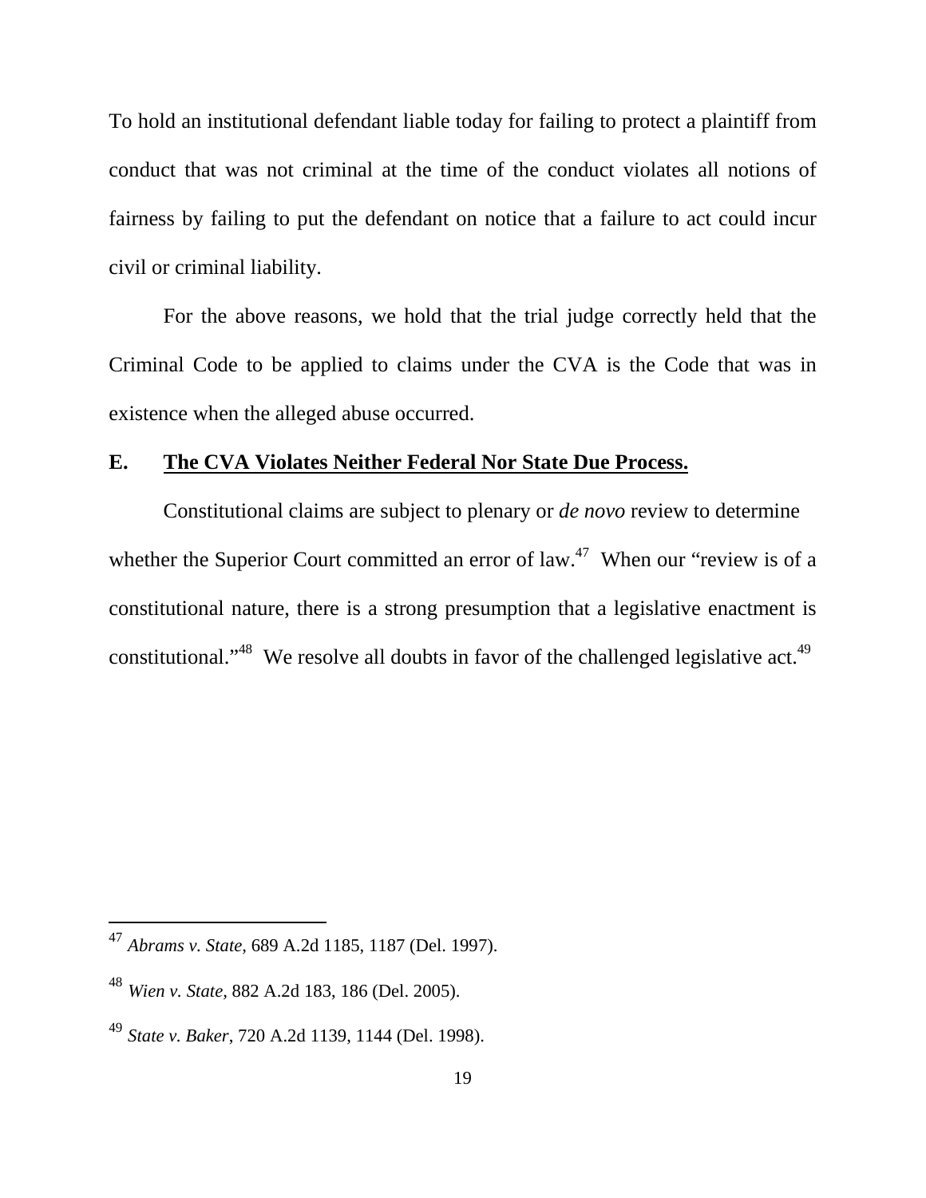To hold an institutional defendant liable today for failing to protect a plaintiff from conduct that was not criminal at the time of the conduct violates all notions of fairness by failing to put the defendant on notice that a failure to act could incur civil or criminal liability.

For the above reasons, we hold that the trial judge correctly held that the Criminal Code to be applied to claims under the CVA is the Code that was in existence when the alleged abuse occurred.

## E. <u>**The CVA Violates Neither Federal Nor State Due Process.**</u>

Constitutional claims are subject to plenary or *de novo* review to determine whether the Superior Court committed an error of law.[47] When our "review is of a constitutional nature, there is a strong presumption that a legislative enactment is constitutional."[48] We resolve all doubts in favor of the challenged legislative act.[49]

---

[47] *Abrams v. State*, 689 A.2d 1185, 1187 (Del. 1997).

[48] *Wien v. State,* 882 A.2d 183, 186 (Del. 2005).

[49] *State v. Baker*, 720 A.2d 1139, 1144 (Del. 1998).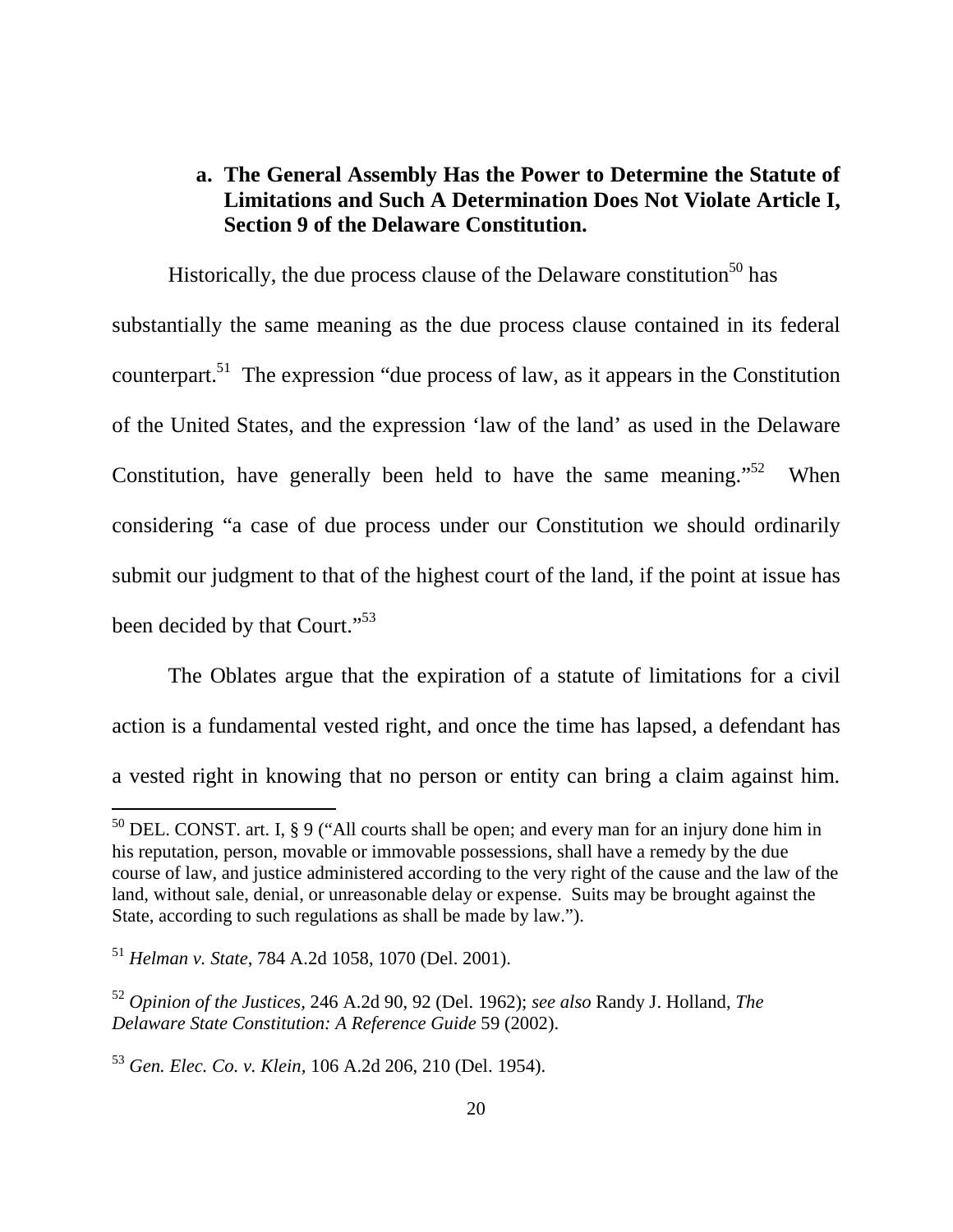**a. The General Assembly Has the Power to Determine the Statute of Limitations and Such A Determination Does Not Violate Article I, Section 9 of the Delaware Constitution.**

Historically, the due process clause of the Delaware constitution[50] has substantially the same meaning as the due process clause contained in its federal counterpart.[51] The expression "due process of law, as it appears in the Constitution of the United States, and the expression 'law of the land' as used in the Delaware Constitution, have generally been held to have the same meaning."[52] When considering "a case of due process under our Constitution we should ordinarily submit our judgment to that of the highest court of the land, if the point at issue has been decided by that Court."[53]

The Oblates argue that the expiration of a statute of limitations for a civil action is a fundamental vested right, and once the time has lapsed, a defendant has a vested right in knowing that no person or entity can bring a claim against him.

---

[50] DEL. CONST. art. I, § 9 ("All courts shall be open; and every man for an injury done him in his reputation, person, movable or immovable possessions, shall have a remedy by the due course of law, and justice administered according to the very right of the cause and the law of the land, without sale, denial, or unreasonable delay or expense. Suits may be brought against the State, according to such regulations as shall be made by law.").

[51] *Helman v. State*, 784 A.2d 1058, 1070 (Del. 2001).

[52] *Opinion of the Justices*, 246 A.2d 90, 92 (Del. 1962); *see also* Randy J. Holland, *The Delaware State Constitution: A Reference Guide* 59 (2002).

[53] *Gen. Elec. Co. v. Klein*, 106 A.2d 206, 210 (Del. 1954).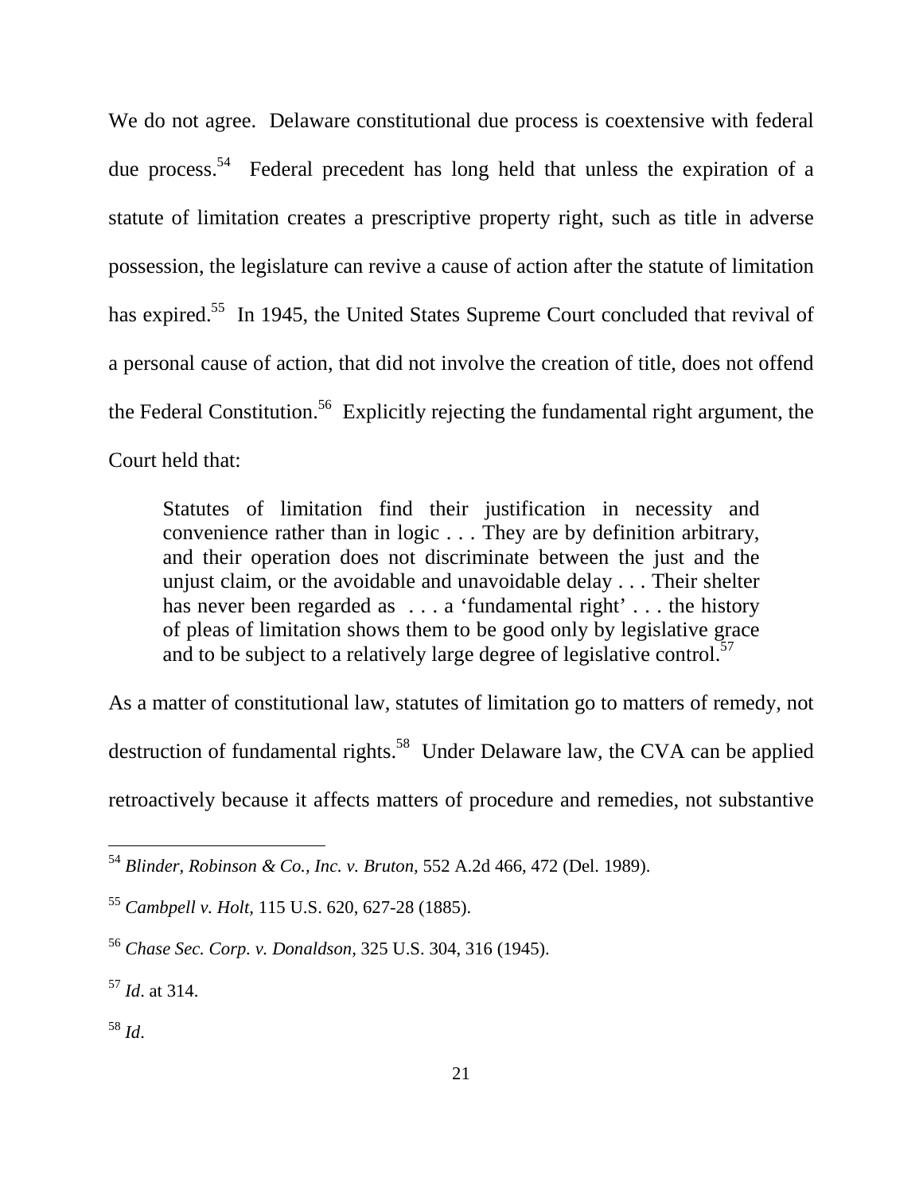We do not agree. Delaware constitutional due process is coextensive with federal due process.[54] Federal precedent has long held that unless the expiration of a statute of limitation creates a prescriptive property right, such as title in adverse possession, the legislature can revive a cause of action after the statute of limitation has expired.[55] In 1945, the United States Supreme Court concluded that revival of a personal cause of action, that did not involve the creation of title, does not offend the Federal Constitution.[56] Explicitly rejecting the fundamental right argument, the Court held that:

> Statutes of limitation find their justification in necessity and convenience rather than in logic . . . They are by definition arbitrary, and their operation does not discriminate between the just and the unjust claim, or the avoidable and unavoidable delay . . . Their shelter has never been regarded as . . . a 'fundamental right' . . . the history of pleas of limitation shows them to be good only by legislative grace and to be subject to a relatively large degree of legislative control.[57]

As a matter of constitutional law, statutes of limitation go to matters of remedy, not destruction of fundamental rights.[58] Under Delaware law, the CVA can be applied retroactively because it affects matters of procedure and remedies, not substantive

---

[54] *Blinder, Robinson & Co., Inc. v. Bruton,* 552 A.2d 466, 472 (Del. 1989).

[55] *Cambpell v. Holt,* 115 U.S. 620, 627-28 (1885).

[56] *Chase Sec. Corp. v. Donaldson,* 325 U.S. 304, 316 (1945).

[57] *Id*. at 314.

[58] *Id*.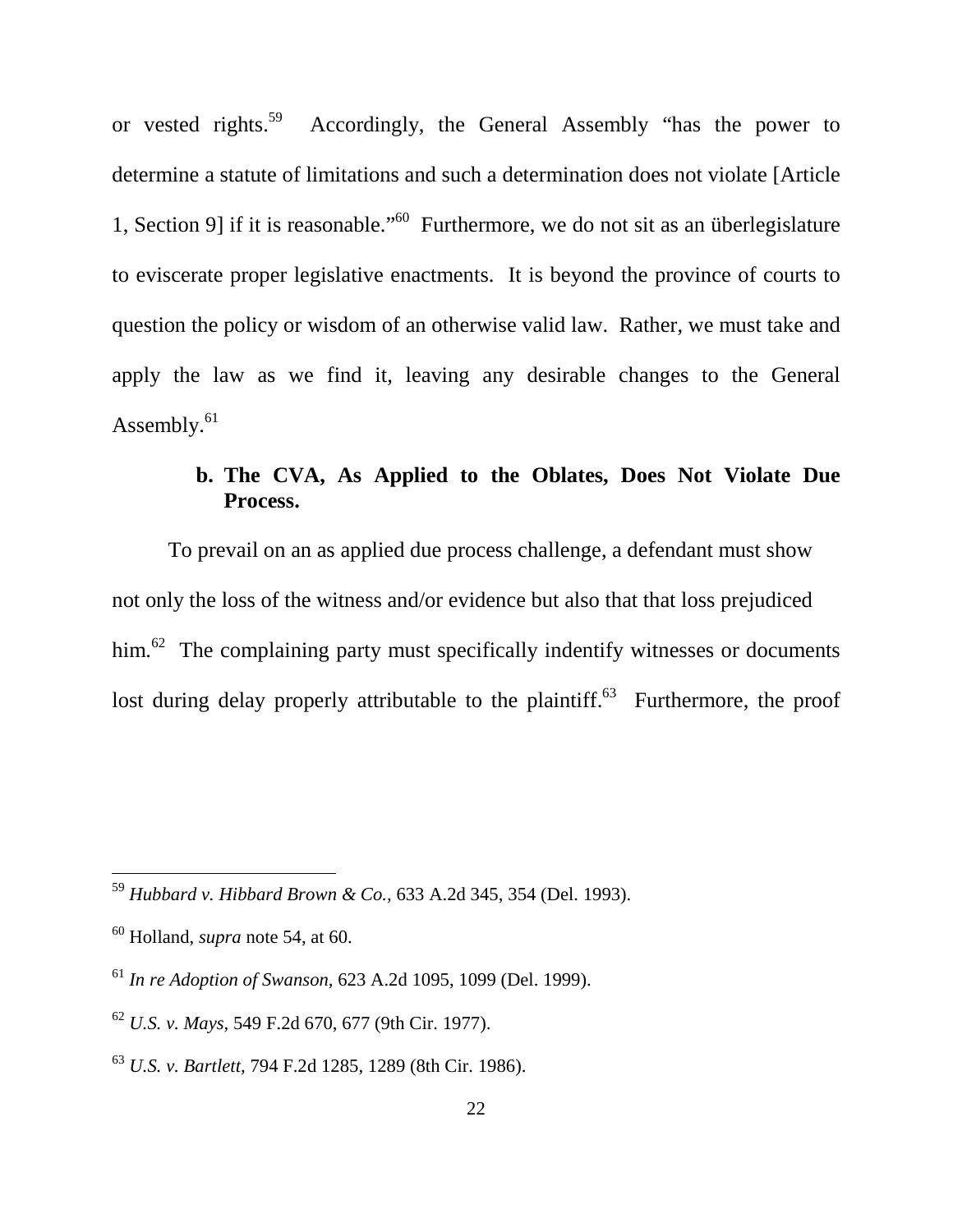or vested rights.[59] Accordingly, the General Assembly "has the power to determine a statute of limitations and such a determination does not violate [Article 1, Section 9] if it is reasonable."[60] Furthermore, we do not sit as an überlegislature to eviscerate proper legislative enactments. It is beyond the province of courts to question the policy or wisdom of an otherwise valid law. Rather, we must take and apply the law as we find it, leaving any desirable changes to the General Assembly.[61]

**b. The CVA, As Applied to the Oblates, Does Not Violate Due Process.**

To prevail on an as applied due process challenge, a defendant must show not only the loss of the witness and/or evidence but also that that loss prejudiced him.[62] The complaining party must specifically indentify witnesses or documents lost during delay properly attributable to the plaintiff.[63] Furthermore, the proof

---

[59] *Hubbard v. Hibbard Brown & Co.*, 633 A.2d 345, 354 (Del. 1993).

[60] Holland, *supra* note 54, at 60.

[61] *In re Adoption of Swanson*, 623 A.2d 1095, 1099 (Del. 1999).

[62] *U.S. v. Mays*, 549 F.2d 670, 677 (9th Cir. 1977).

[63] *U.S. v. Bartlett*, 794 F.2d 1285, 1289 (8th Cir. 1986).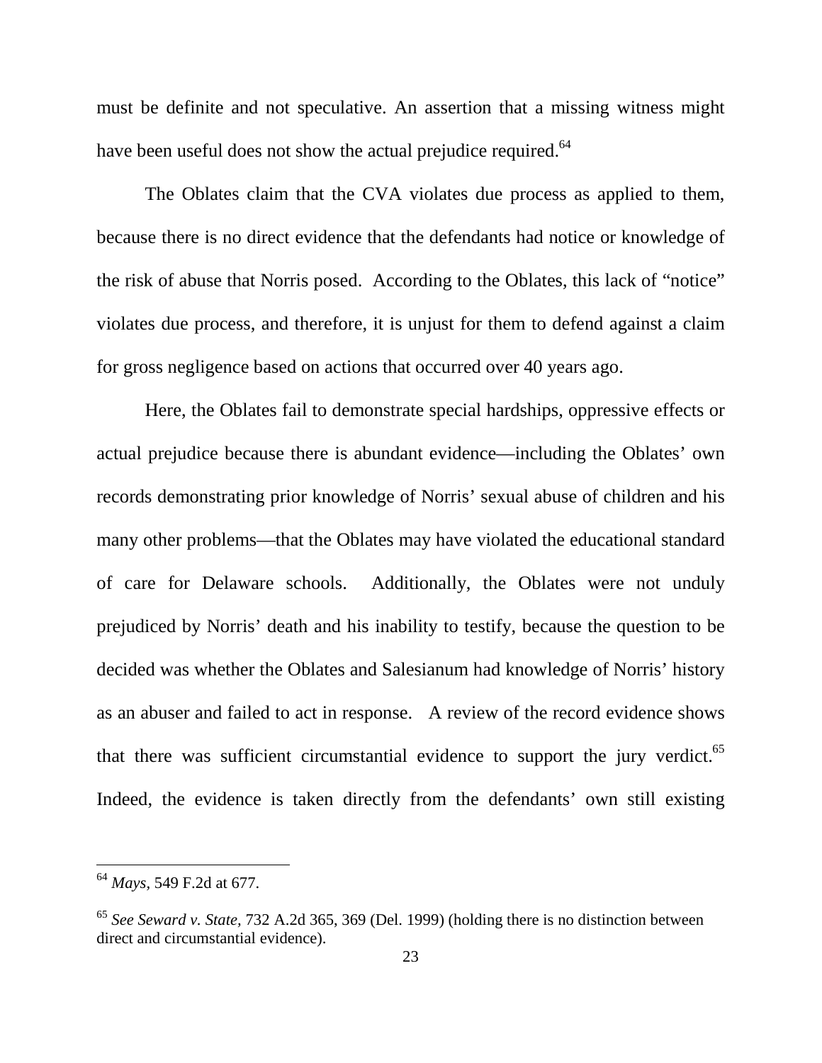must be definite and not speculative. An assertion that a missing witness might have been useful does not show the actual prejudice required.[64]

The Oblates claim that the CVA violates due process as applied to them, because there is no direct evidence that the defendants had notice or knowledge of the risk of abuse that Norris posed. According to the Oblates, this lack of "notice" violates due process, and therefore, it is unjust for them to defend against a claim for gross negligence based on actions that occurred over 40 years ago.

Here, the Oblates fail to demonstrate special hardships, oppressive effects or actual prejudice because there is abundant evidence—including the Oblates' own records demonstrating prior knowledge of Norris' sexual abuse of children and his many other problems—that the Oblates may have violated the educational standard of care for Delaware schools. Additionally, the Oblates were not unduly prejudiced by Norris' death and his inability to testify, because the question to be decided was whether the Oblates and Salesianum had knowledge of Norris' history as an abuser and failed to act in response. A review of the record evidence shows that there was sufficient circumstantial evidence to support the jury verdict.[65] Indeed, the evidence is taken directly from the defendants' own still existing

---

[64] *Mays*, 549 F.2d at 677.

[65] *See Seward v. State*, 732 A.2d 365, 369 (Del. 1999) (holding there is no distinction between direct and circumstantial evidence).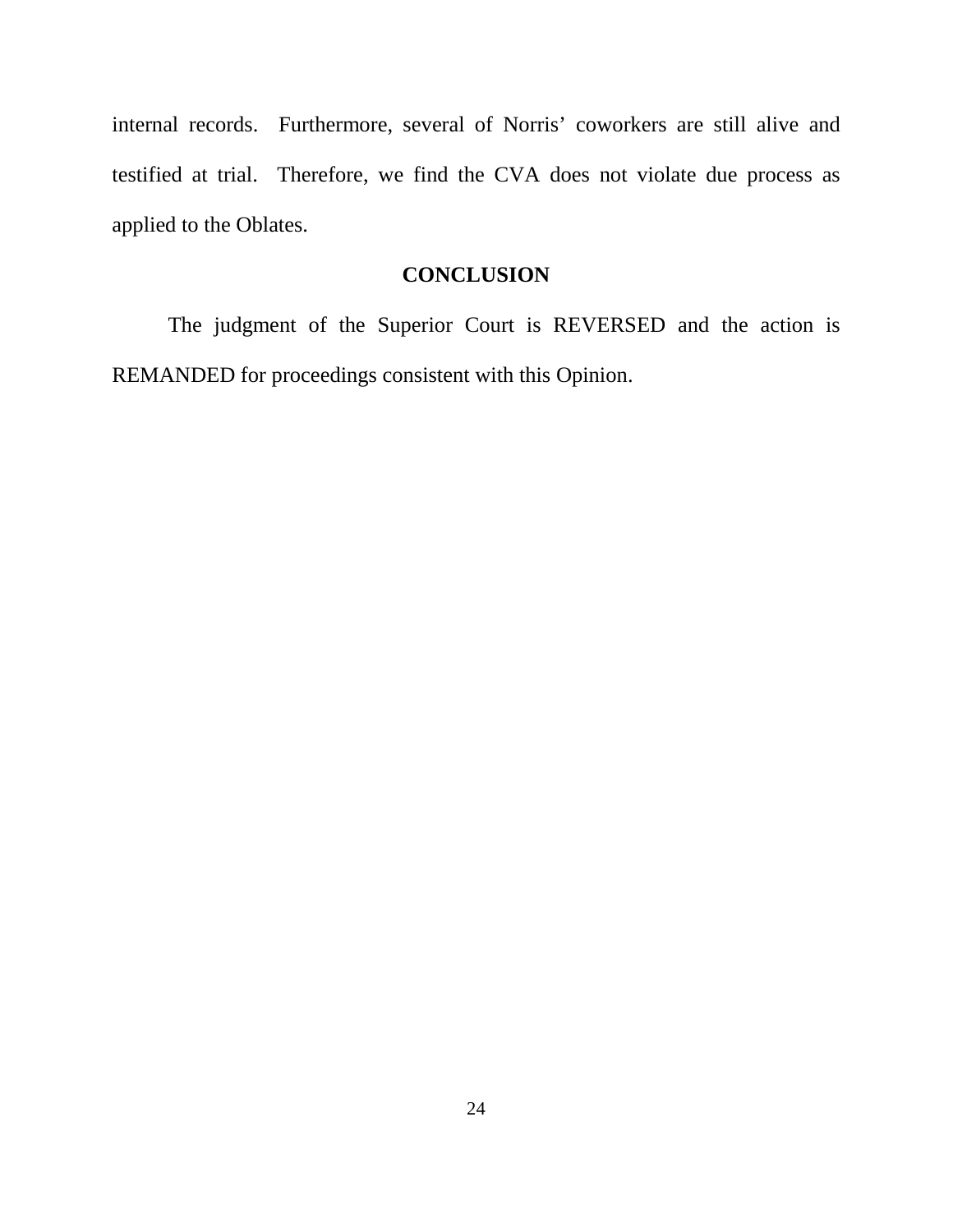internal records. Furthermore, several of Norris' coworkers are still alive and testified at trial. Therefore, we find the CVA does not violate due process as applied to the Oblates.

## CONCLUSION

The judgment of the Superior Court is REVERSED and the action is REMANDED for proceedings consistent with this Opinion.